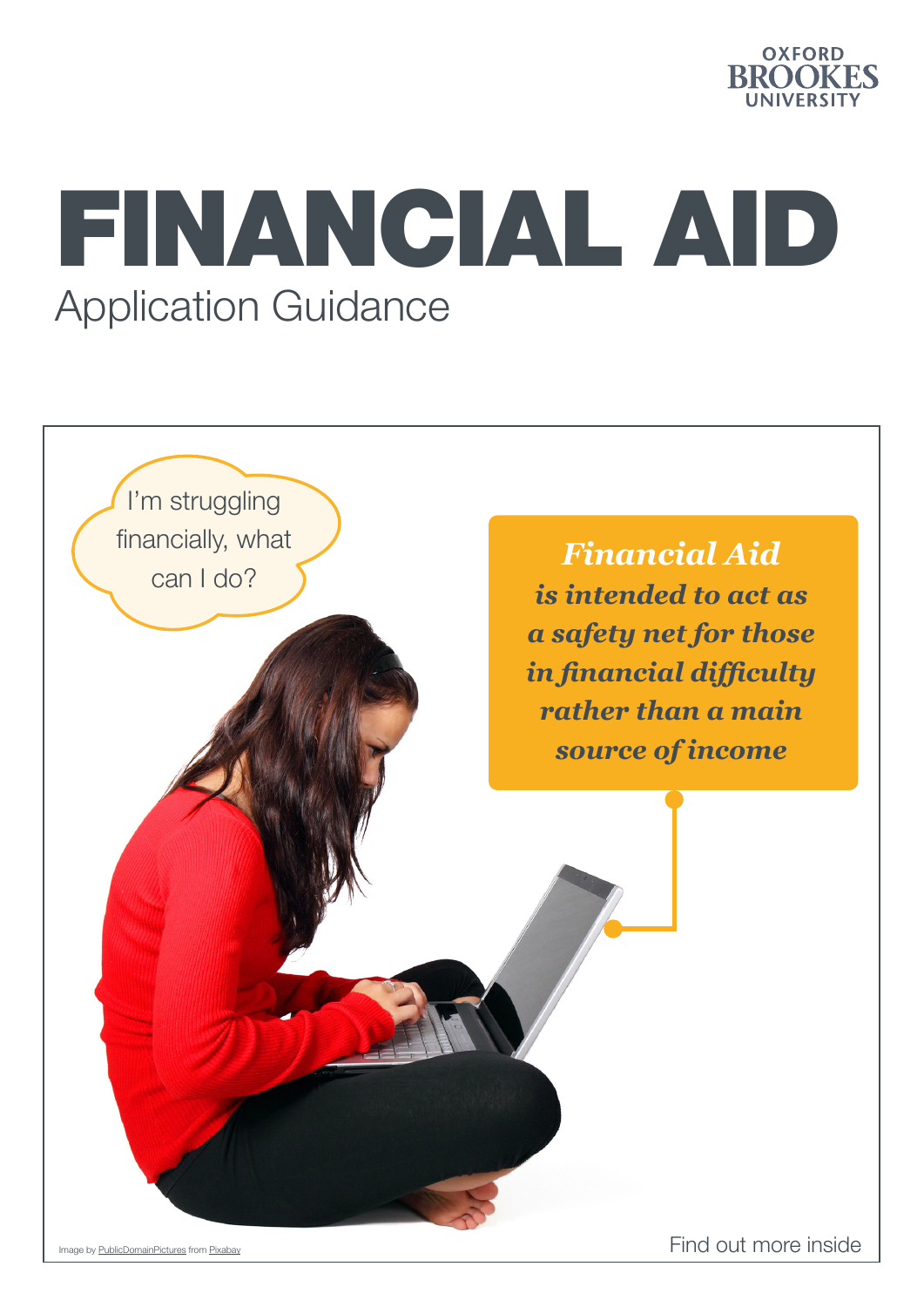OXFORD BROOKES UNIVERSITY

# FINANCIAL AID

## Application Guidance

I'm struggling financially, what can I do?

***Financial Aid* is intended to act as a safety net for those in financial difficulty rather than a main source of income**

Image by PublicDomainPictures from Pixabay

Find out more inside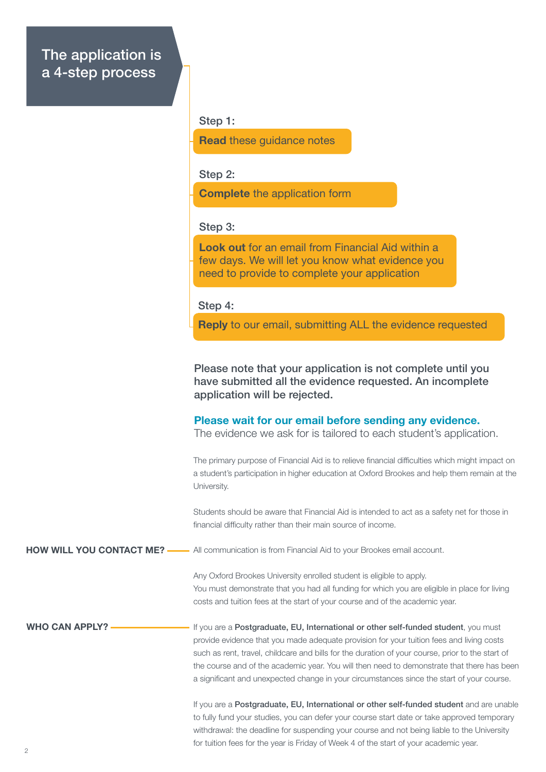# The application is a 4-step process

Step 1:

**Read** these guidance notes

Step 2:

**Complete** the application form

Step 3:

**Look out** for an email from Financial Aid within a few days. We will let you know what evidence you need to provide to complete your application

Step 4:

**Reply** to our email, submitting ALL the evidence requested

**Please note that your application is not complete until you have submitted all the evidence requested. An incomplete application will be rejected.**

**Please wait for our email before sending any evidence.**
The evidence we ask for is tailored to each student's application.

The primary purpose of Financial Aid is to relieve financial difficulties which might impact on a student's participation in higher education at Oxford Brookes and help them remain at the University.

Students should be aware that Financial Aid is intended to act as a safety net for those in financial difficulty rather than their main source of income.

## HOW WILL YOU CONTACT ME?

All communication is from Financial Aid to your Brookes email account.

## WHO CAN APPLY?

Any Oxford Brookes University enrolled student is eligible to apply.
You must demonstrate that you had all funding for which you are eligible in place for living costs and tuition fees at the start of your course and of the academic year.

If you are a **Postgraduate, EU, International or other self-funded student**, you must provide evidence that you made adequate provision for your tuition fees and living costs such as rent, travel, childcare and bills for the duration of your course, prior to the start of the course and of the academic year. You will then need to demonstrate that there has been a significant and unexpected change in your circumstances since the start of your course.

If you are a **Postgraduate, EU, International or other self-funded student** and are unable to fully fund your studies, you can defer your course start date or take approved temporary withdrawal: the deadline for suspending your course and not being liable to the University for tuition fees for the year is Friday of Week 4 of the start of your academic year.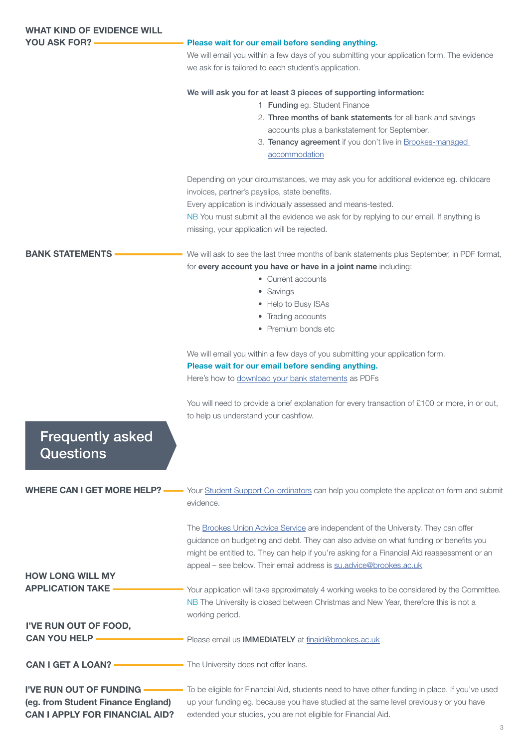## WHAT KIND OF EVIDENCE WILL YOU ASK FOR?

**Please wait for our email before sending anything.**

We will email you within a few days of you submitting your application form. The evidence we ask for is tailored to each student's application.

**We will ask you for at least 3 pieces of supporting information:**

1. **Funding** eg. Student Finance
2. **Three months of bank statements** for all bank and savings accounts plus a bankstatement for September.
3. **Tenancy agreement** if you don't live in [Brookes-managed accommodation]

Depending on your circumstances, we may ask you for additional evidence eg. childcare invoices, partner's payslips, state benefits.

Every application is individually assessed and means-tested.

NB You must submit all the evidence we ask for by replying to our email. If anything is missing, your application will be rejected.

## BANK STATEMENTS

We will ask to see the last three months of bank statements plus September, in PDF format, for **every account you have or have in a joint name** including:

- Current accounts
- Savings
- Help to Busy ISAs
- Trading accounts
- Premium bonds etc

We will email you within a few days of you submitting your application form.

**Please wait for our email before sending anything.**

Here's how to [download your bank statements] as PDFs

You will need to provide a brief explanation for every transaction of £100 or more, in or out, to help us understand your cashflow.

# Frequently asked Questions

## WHERE CAN I GET MORE HELP?

Your [Student Support Co-ordinators] can help you complete the application form and submit evidence.

The [Brookes Union Advice Service] are independent of the University. They can offer guidance on budgeting and debt. They can also advise on what funding or benefits you might be entitled to. They can help if you're asking for a Financial Aid reassessment or an appeal – see below. Their email address is su.advice@brookes.ac.uk

## HOW LONG WILL MY APPLICATION TAKE

Your application will take approximately 4 working weeks to be considered by the Committee.

NB The University is closed between Christmas and New Year, therefore this is not a working period.

## I'VE RUN OUT OF FOOD, CAN YOU HELP

Please email us **IMMEDIATELY** at finaid@brookes.ac.uk

## CAN I GET A LOAN?

The University does not offer loans.

## I'VE RUN OUT OF FUNDING (eg. from Student Finance England) CAN I APPLY FOR FINANCIAL AID?

To be eligible for Financial Aid, students need to have other funding in place. If you've used up your funding eg. because you have studied at the same level previously or you have extended your studies, you are not eligible for Financial Aid.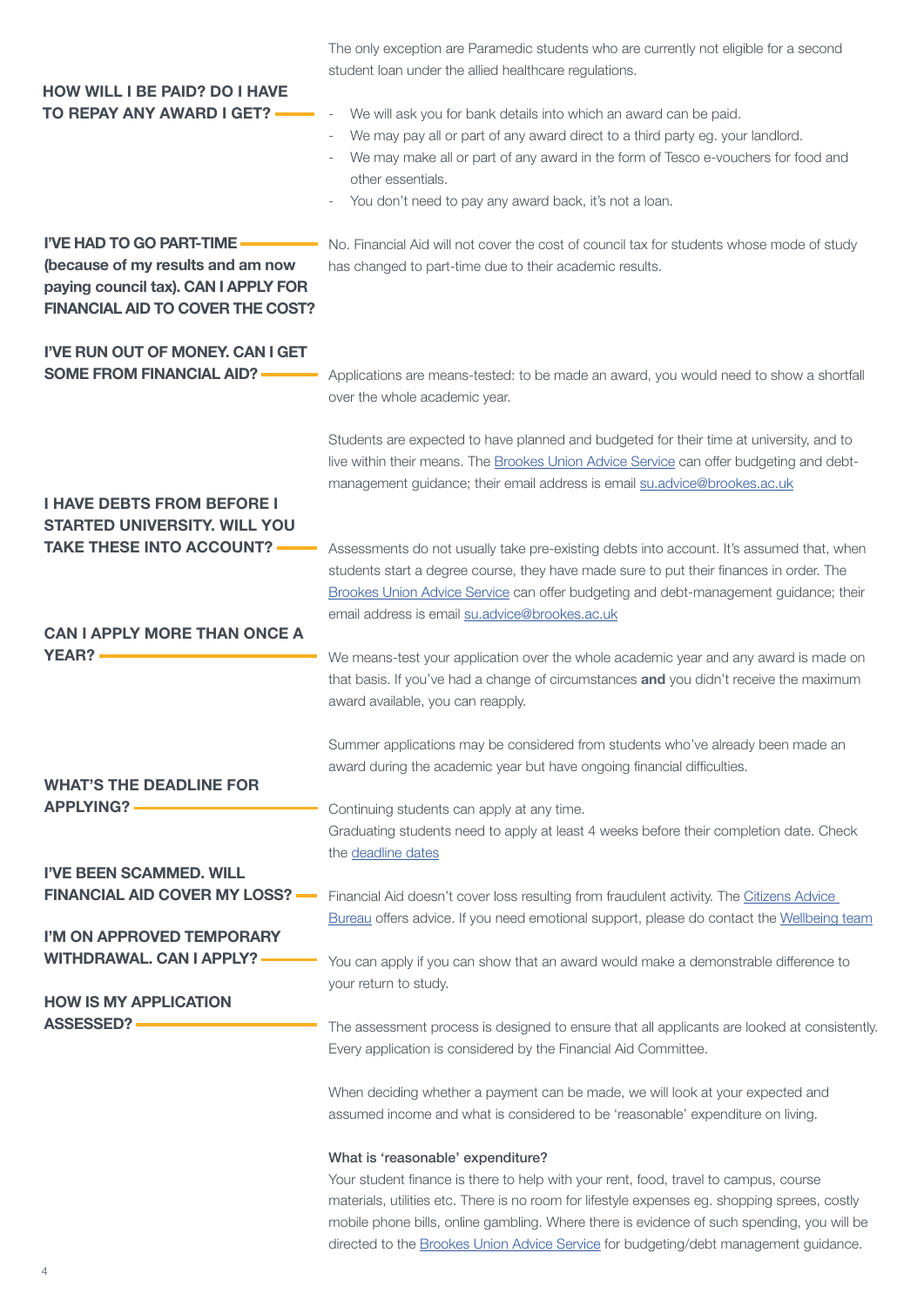The only exception are Paramedic students who are currently not eligible for a second student loan under the allied healthcare regulations.

### HOW WILL I BE PAID? DO I HAVE TO REPAY ANY AWARD I GET?

- We will ask you for bank details into which an award can be paid.
- We may pay all or part of any award direct to a third party eg. your landlord.
- We may make all or part of any award in the form of Tesco e-vouchers for food and other essentials.
- You don't need to pay any award back, it's not a loan.

### I'VE HAD TO GO PART-TIME (because of my results and am now paying council tax). CAN I APPLY FOR FINANCIAL AID TO COVER THE COST?

No. Financial Aid will not cover the cost of council tax for students whose mode of study has changed to part-time due to their academic results.

### I'VE RUN OUT OF MONEY. CAN I GET SOME FROM FINANCIAL AID?

Applications are means-tested: to be made an award, you would need to show a shortfall over the whole academic year.

Students are expected to have planned and budgeted for their time at university, and to live within their means. The Brookes Union Advice Service can offer budgeting and debt-management guidance; their email address is email su.advice@brookes.ac.uk

### I HAVE DEBTS FROM BEFORE I STARTED UNIVERSITY. WILL YOU TAKE THESE INTO ACCOUNT?

Assessments do not usually take pre-existing debts into account. It's assumed that, when students start a degree course, they have made sure to put their finances in order. The Brookes Union Advice Service can offer budgeting and debt-management guidance; their email address is email su.advice@brookes.ac.uk

### CAN I APPLY MORE THAN ONCE A YEAR?

We means-test your application over the whole academic year and any award is made on that basis. If you've had a change of circumstances **and** you didn't receive the maximum award available, you can reapply.

Summer applications may be considered from students who've already been made an award during the academic year but have ongoing financial difficulties.

### WHAT'S THE DEADLINE FOR APPLYING?

Continuing students can apply at any time.
Graduating students need to apply at least 4 weeks before their completion date. Check the deadline dates

### I'VE BEEN SCAMMED. WILL FINANCIAL AID COVER MY LOSS?

Financial Aid doesn't cover loss resulting from fraudulent activity. The Citizens Advice Bureau offers advice. If you need emotional support, please do contact the Wellbeing team

### I'M ON APPROVED TEMPORARY WITHDRAWAL. CAN I APPLY?

You can apply if you can show that an award would make a demonstrable difference to your return to study.

### HOW IS MY APPLICATION ASSESSED?

The assessment process is designed to ensure that all applicants are looked at consistently. Every application is considered by the Financial Aid Committee.

When deciding whether a payment can be made, we will look at your expected and assumed income and what is considered to be 'reasonable' expenditure on living.

**What is 'reasonable' expenditure?**

Your student finance is there to help with your rent, food, travel to campus, course materials, utilities etc. There is no room for lifestyle expenses eg. shopping sprees, costly mobile phone bills, online gambling. Where there is evidence of such spending, you will be directed to the Brookes Union Advice Service for budgeting/debt management guidance.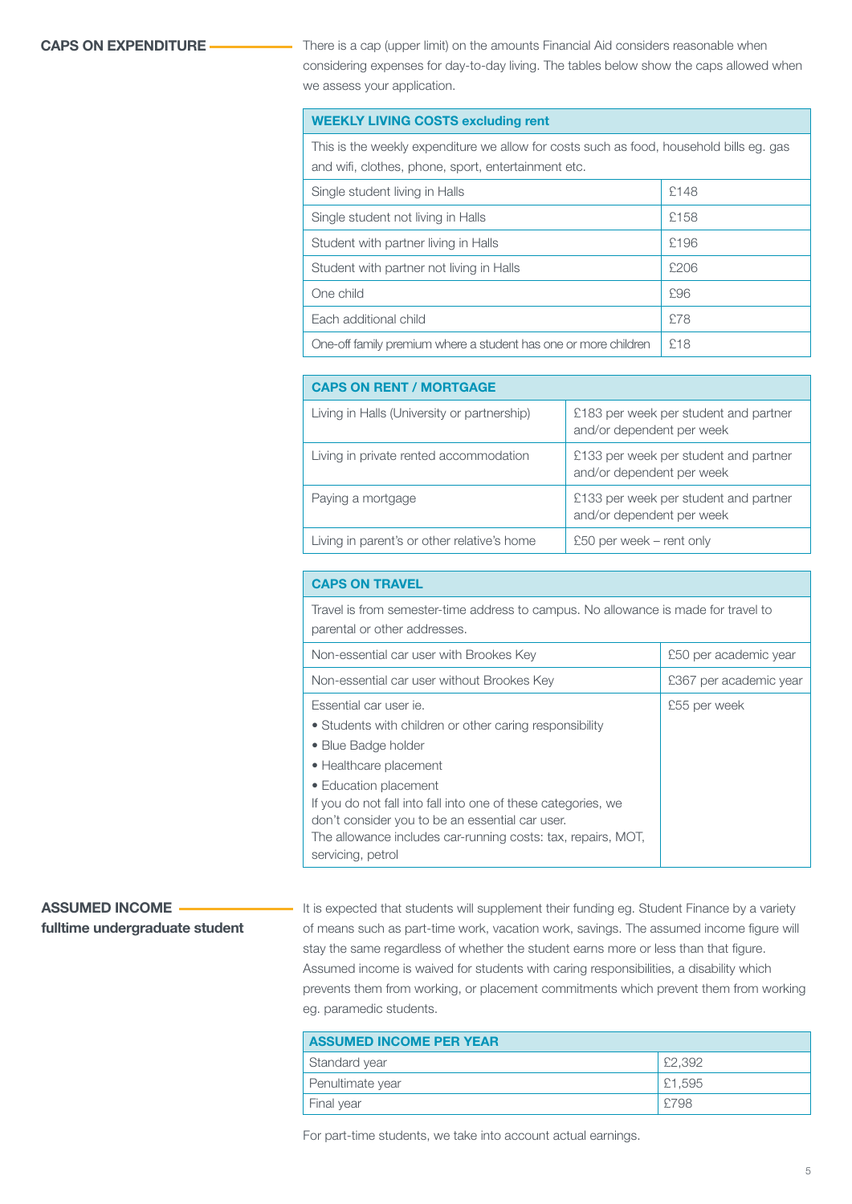## CAPS ON EXPENDITURE

There is a cap (upper limit) on the amounts Financial Aid considers reasonable when considering expenses for day-to-day living. The tables below show the caps allowed when we assess your application.

| WEEKLY LIVING COSTS excluding rent | |
|---|---|
| This is the weekly expenditure we allow for costs such as food, household bills eg. gas and wifi, clothes, phone, sport, entertainment etc. | |
| Single student living in Halls | £148 |
| Single student not living in Halls | £158 |
| Student with partner living in Halls | £196 |
| Student with partner not living in Halls | £206 |
| One child | £96 |
| Each additional child | £78 |
| One-off family premium where a student has one or more children | £18 |

| CAPS ON RENT / MORTGAGE | |
|---|---|
| Living in Halls (University or partnership) | £183 per week per student and partner and/or dependent per week |
| Living in private rented accommodation | £133 per week per student and partner and/or dependent per week |
| Paying a mortgage | £133 per week per student and partner and/or dependent per week |
| Living in parent's or other relative's home | £50 per week – rent only |

| CAPS ON TRAVEL | |
|---|---|
| Travel is from semester-time address to campus. No allowance is made for travel to parental or other addresses. | |
| Non-essential car user with Brookes Key | £50 per academic year |
| Non-essential car user without Brookes Key | £367 per academic year |
| Essential car user ie.<br>• Students with children or other caring responsibility<br>• Blue Badge holder<br>• Healthcare placement<br>• Education placement<br>If you do not fall into fall into one of these categories, we don't consider you to be an essential car user.<br>The allowance includes car-running costs: tax, repairs, MOT, servicing, petrol | £55 per week |

## ASSUMED INCOME fulltime undergraduate student

It is expected that students will supplement their funding eg. Student Finance by a variety of means such as part-time work, vacation work, savings. The assumed income figure will stay the same regardless of whether the student earns more or less than that figure. Assumed income is waived for students with caring responsibilities, a disability which prevents them from working, or placement commitments which prevent them from working eg. paramedic students.

| ASSUMED INCOME PER YEAR | |
|---|---|
| Standard year | £2,392 |
| Penultimate year | £1,595 |
| Final year | £798 |

For part-time students, we take into account actual earnings.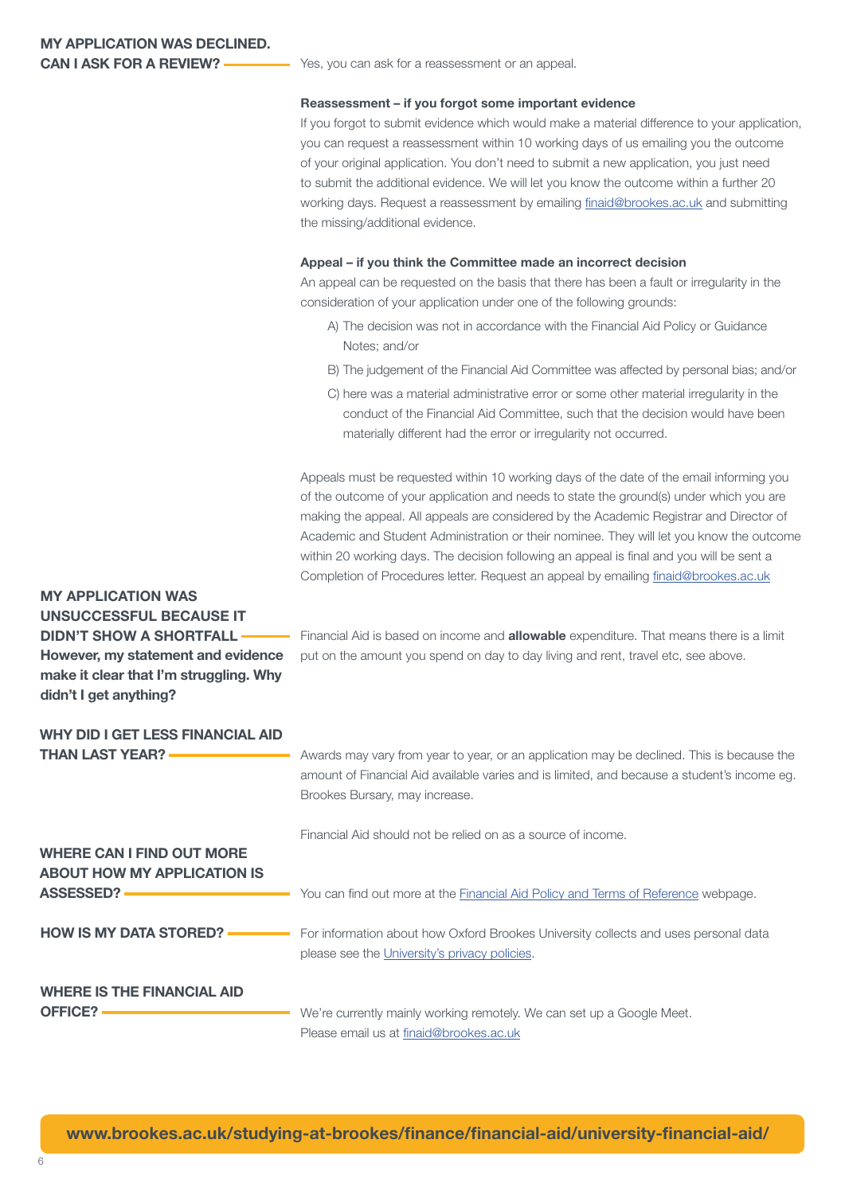## MY APPLICATION WAS DECLINED. CAN I ASK FOR A REVIEW?

Yes, you can ask for a reassessment or an appeal.

**Reassessment – if you forgot some important evidence**

If you forgot to submit evidence which would make a material difference to your application, you can request a reassessment within 10 working days of us emailing you the outcome of your original application. You don't need to submit a new application, you just need to submit the additional evidence. We will let you know the outcome within a further 20 working days. Request a reassessment by emailing finaid@brookes.ac.uk and submitting the missing/additional evidence.

**Appeal – if you think the Committee made an incorrect decision**

An appeal can be requested on the basis that there has been a fault or irregularity in the consideration of your application under one of the following grounds:

A) The decision was not in accordance with the Financial Aid Policy or Guidance Notes; and/or

B) The judgement of the Financial Aid Committee was affected by personal bias; and/or

C) here was a material administrative error or some other material irregularity in the conduct of the Financial Aid Committee, such that the decision would have been materially different had the error or irregularity not occurred.

Appeals must be requested within 10 working days of the date of the email informing you of the outcome of your application and needs to state the ground(s) under which you are making the appeal. All appeals are considered by the Academic Registrar and Director of Academic and Student Administration or their nominee. They will let you know the outcome within 20 working days. The decision following an appeal is final and you will be sent a Completion of Procedures letter. Request an appeal by emailing finaid@brookes.ac.uk

## MY APPLICATION WAS UNSUCCESSFUL BECAUSE IT DIDN'T SHOW A SHORTFALL

**However, my statement and evidence make it clear that I'm struggling. Why didn't I get anything?**

Financial Aid is based on income and **allowable** expenditure. That means there is a limit put on the amount you spend on day to day living and rent, travel etc, see above.

## WHY DID I GET LESS FINANCIAL AID THAN LAST YEAR?

Awards may vary from year to year, or an application may be declined. This is because the amount of Financial Aid available varies and is limited, and because a student's income eg. Brookes Bursary, may increase.

Financial Aid should not be relied on as a source of income.

## WHERE CAN I FIND OUT MORE ABOUT HOW MY APPLICATION IS ASSESSED?

You can find out more at the Financial Aid Policy and Terms of Reference webpage.

## HOW IS MY DATA STORED?

For information about how Oxford Brookes University collects and uses personal data please see the University's privacy policies.

## WHERE IS THE FINANCIAL AID OFFICE?

We're currently mainly working remotely. We can set up a Google Meet. Please email us at finaid@brookes.ac.uk

**www.brookes.ac.uk/studying-at-brookes/finance/financial-aid/university-financial-aid/**